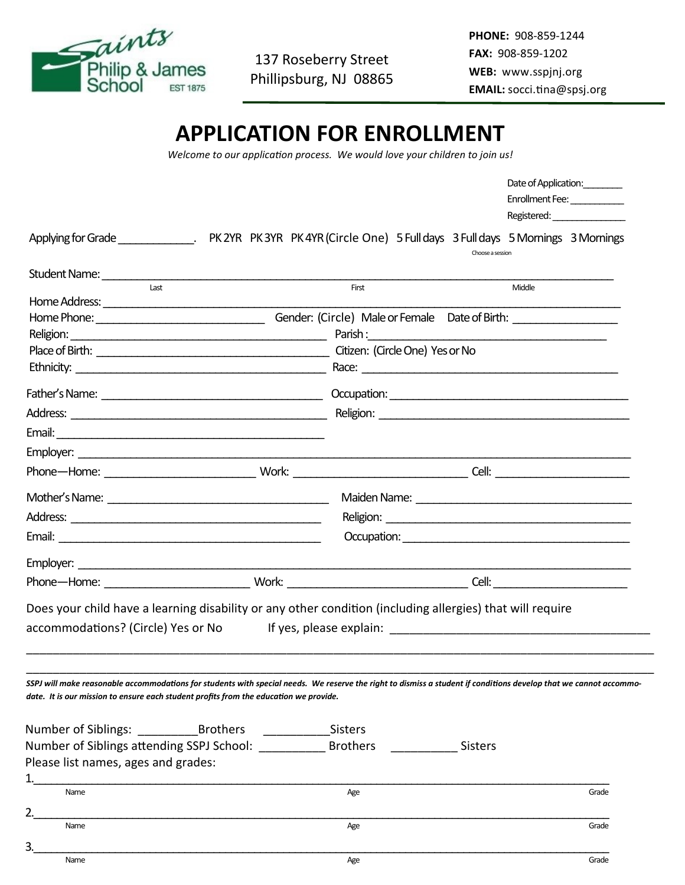Saints Philip & James School
EST 1875

137 Roseberry Street
Phillipsburg, NJ 08865

**PHONE:** 908-859-1244
**FAX:** 908-859-1202
**WEB:** www.sspjnj.org
**EMAIL:** socci.tina@spsj.org

# APPLICATION FOR ENROLLMENT

*Welcome to our application process. We would love your children to join us!*

Date of Application:________
Enrollment Fee: ___________
Registered: _______________

Applying for Grade _____________. PK 2YR PK 3YR PK 4YR (Circle One) 5 Full days 3 Full days 5 Mornings 3 Mornings
Choose a session

Student Name: ______________________________________________________________________________
Last First Middle

Home Address: ______________________________________________________________________________

Home Phone: ____________________________ Gender: (Circle) Male or Female Date of Birth: _________________

Religion: ___________________________________________ Parish :_______________________________________

Place of Birth: ______________________________________ Citizen: (Circle One) Yes or No

Ethnicity: __________________________________________ Race: ____________________________________________

Father's Name: _____________________________________ Occupation: _______________________________________

Address: ___________________________________________ Religion: __________________________________________

Email: _____________________________________________

Employer: __________________________________________________________________________________________

Phone—Home: ________________________ Work: _____________________________ Cell: ______________________

Mother's Name: _____________________________________ Maiden Name: ____________________________________

Address: ___________________________________________ Religion: __________________________________________

Email: _____________________________________________ Occupation: _______________________________________

Employer: __________________________________________________________________________________________

Phone—Home: ________________________ Work: _____________________________ Cell: ______________________

Does your child have a learning disability or any other condition (including allergies) that will require accommodations? (Circle) Yes or No If yes, please explain: _________________________________________

____________________________________________________________________________________________________

____________________________________________________________________________________________________

***SSPJ will make reasonable accommodations for students with special needs. We reserve the right to dismiss a student if conditions develop that we cannot accommodate. It is our mission to ensure each student profits from the education we provide.***

Number of Siblings: _________Brothers __________Sisters
Number of Siblings attending SSPJ School: __________ Brothers __________ Sisters
Please list names, ages and grades:

1.__________________________________________________________________________________________
Name Age Grade

2.__________________________________________________________________________________________
Name Age Grade

3.__________________________________________________________________________________________
Name Age Grade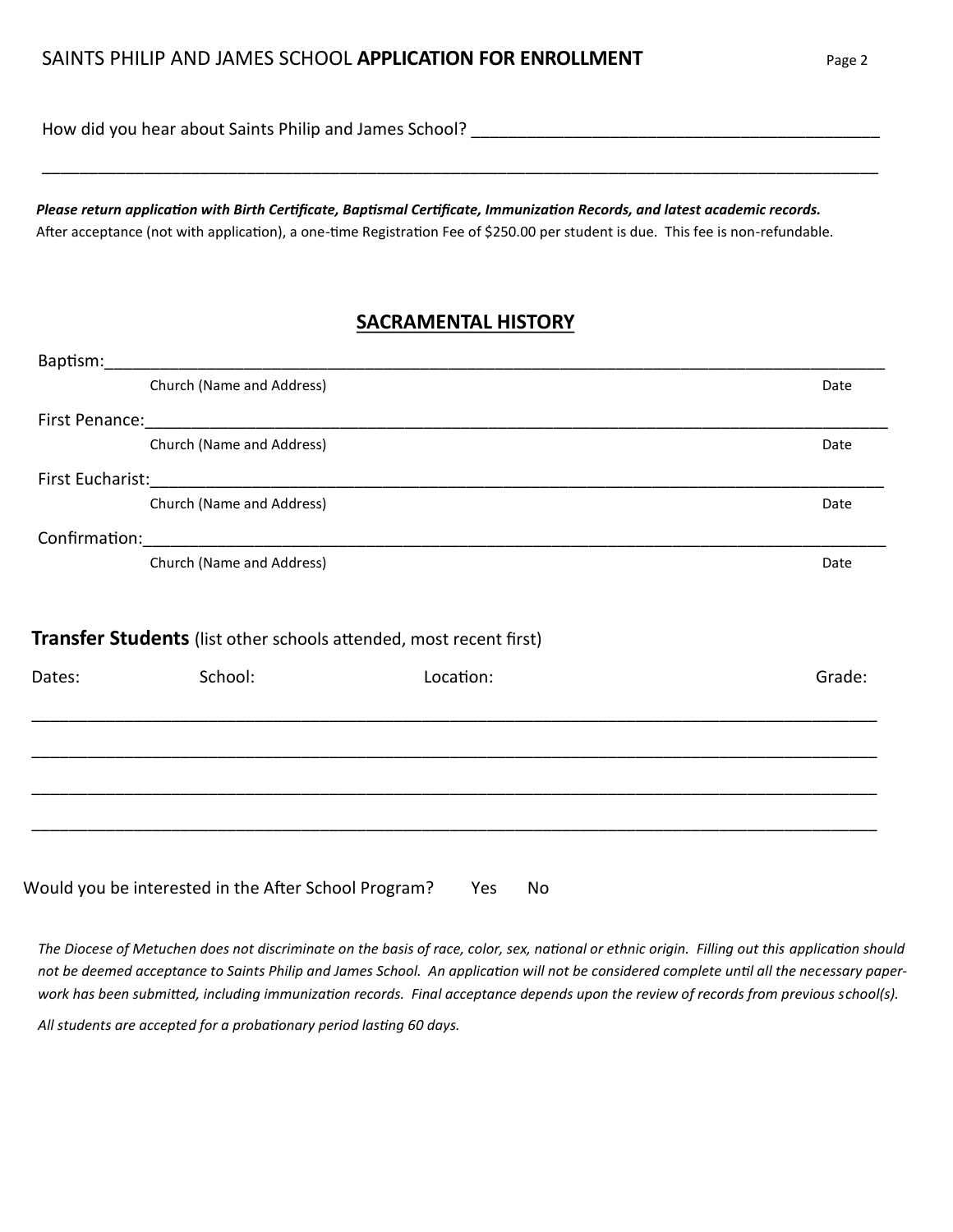How did you hear about Saints Philip and James School? ____________________________________________

____________________________________________________________________________________________

***Please return application with Birth Certificate, Baptismal Certificate, Immunization Records, and latest academic records.***
After acceptance (not with application), a one-time Registration Fee of $250.00 per student is due. This fee is non-refundable.

## SACRAMENTAL HISTORY

Baptism:______________________________________________________________________________________
Church (Name and Address) Date

First Penance:_________________________________________________________________________________
Church (Name and Address) Date

First Eucharist:________________________________________________________________________________
Church (Name and Address) Date

Confirmation:_________________________________________________________________________________
Church (Name and Address) Date

**Transfer Students** (list other schools attended, most recent first)

| Dates: | School: | Location: | Grade: |
| --- | --- | --- | --- |
| | | | |
| | | | |
| | | | |
| | | | |

Would you be interested in the After School Program? Yes No

*The Diocese of Metuchen does not discriminate on the basis of race, color, sex, national or ethnic origin. Filling out this application should not be deemed acceptance to Saints Philip and James School. An application will not be considered complete until all the necessary paperwork has been submitted, including immunization records. Final acceptance depends upon the review of records from previous school(s).*

*All students are accepted for a probationary period lasting 60 days.*